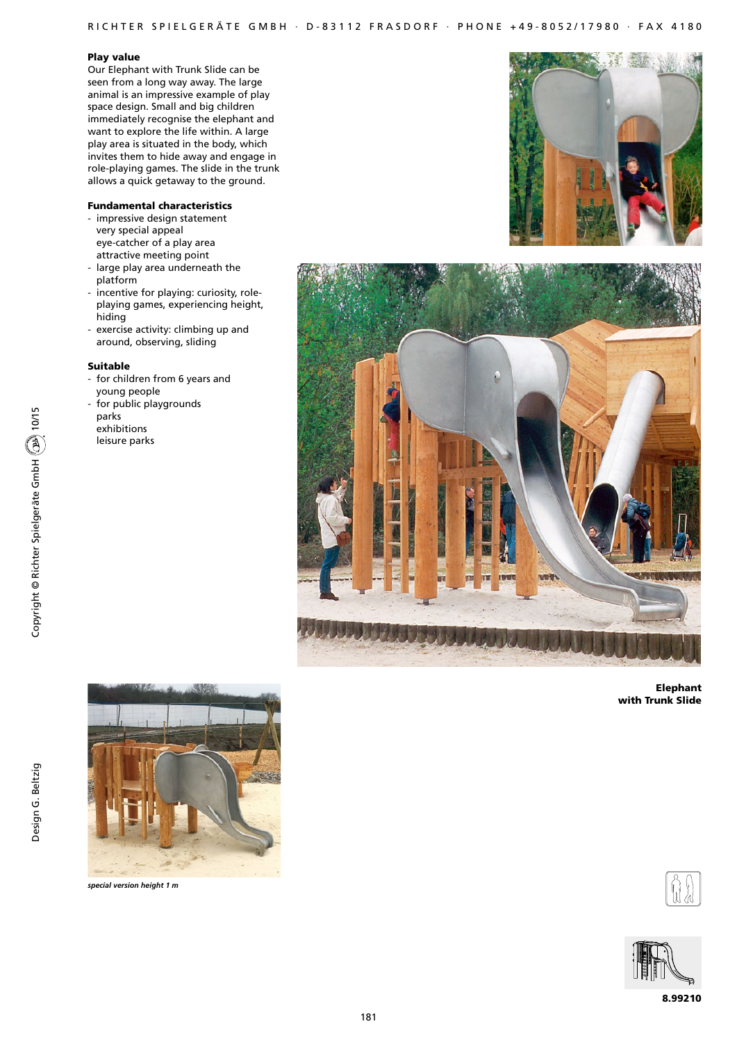## Play value

Our Elephant with Trunk Slide can be seen from a long way away. The large animal is an impressive example of play space design. Small and big children immediately recognise the elephant and want to explore the life within. A large play area is situated in the body, which invites them to hide away and engage in role-playing games. The slide in the trunk allows a quick getaway to the ground.

## Fundamental characteristics

- impressive design statement
  very special appeal
  eye-catcher of a play area
  attractive meeting point
- large play area underneath the platform
- incentive for playing: curiosity, role-playing games, experiencing height, hiding
- exercise activity: climbing up and around, observing, sliding

## Suitable

- for children from 6 years and young people
- for public playgrounds
  parks
  exhibitions
  leisure parks

*special version height 1 m*

**Elephant with Trunk Slide**

Copyright © Richter Spielgeräte GmbH 10/15

Design G. Beltzig

8.99210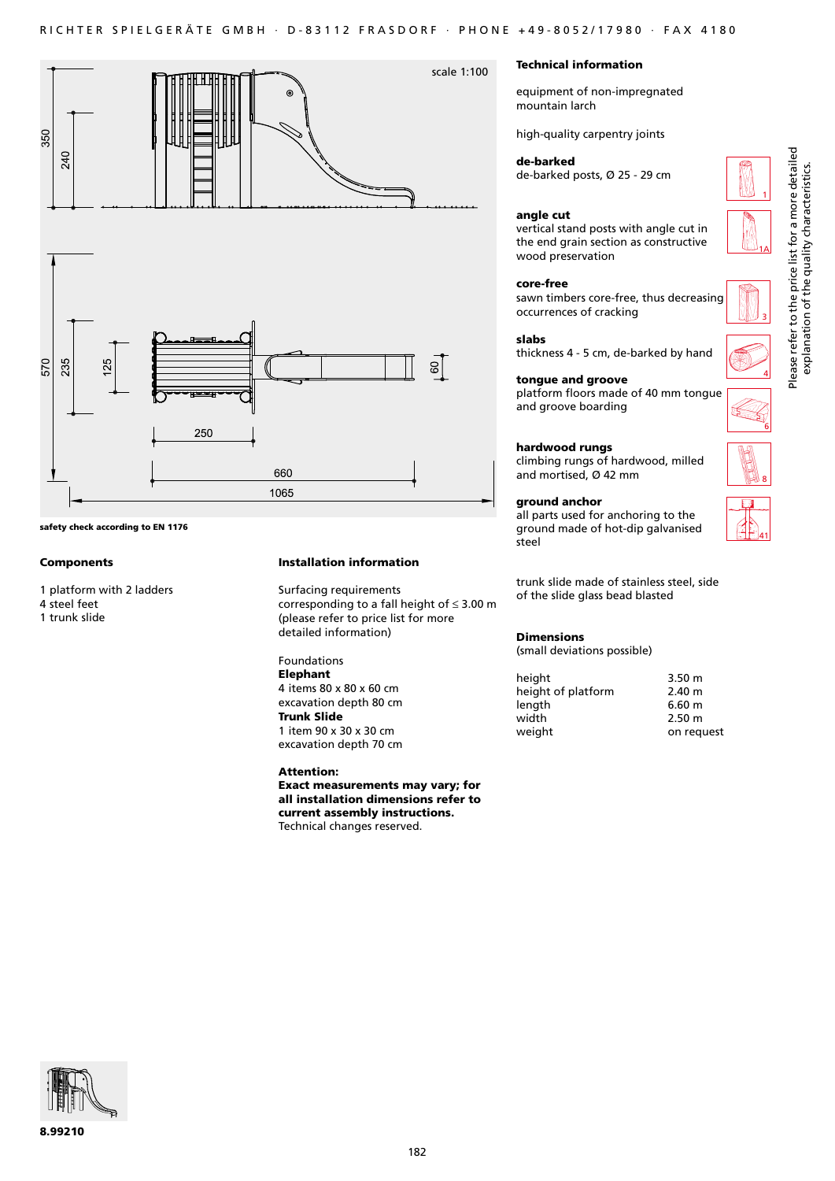scale 1:100

350
240

570
235
125
60
250
660
1065

safety check according to EN 1176

### Technical information

equipment of non-impregnated mountain larch

high-quality carpentry joints

**de-barked**
de-barked posts, Ø 25 - 29 cm

**angle cut**
vertical stand posts with angle cut in the end grain section as constructive wood preservation

**core-free**
sawn timbers core-free, thus decreasing occurrences of cracking

**slabs**
thickness 4 - 5 cm, de-barked by hand

**tongue and groove**
platform floors made of 40 mm tongue and groove boarding

**hardwood rungs**
climbing rungs of hardwood, milled and mortised, Ø 42 mm

**ground anchor**
all parts used for anchoring to the ground made of hot-dip galvanised steel

trunk slide made of stainless steel, side of the slide glass bead blasted

Please refer to the price list for a more detailed explanation of the quality characteristics.

### Components

1 platform with 2 ladders
4 steel feet
1 trunk slide

### Installation information

Surfacing requirements corresponding to a fall height of ≤ 3.00 m (please refer to price list for more detailed information)

Foundations
**Elephant**
4 items 80 x 80 x 60 cm
excavation depth 80 cm
**Trunk Slide**
1 item 90 x 30 x 30 cm
excavation depth 70 cm

**Attention:**
**Exact measurements may vary; for all installation dimensions refer to current assembly instructions.**
Technical changes reserved.

### Dimensions

(small deviations possible)

| | |
|---|---|
| height | 3.50 m |
| height of platform | 2.40 m |
| length | 6.60 m |
| width | 2.50 m |
| weight | on request |

**8.99210**